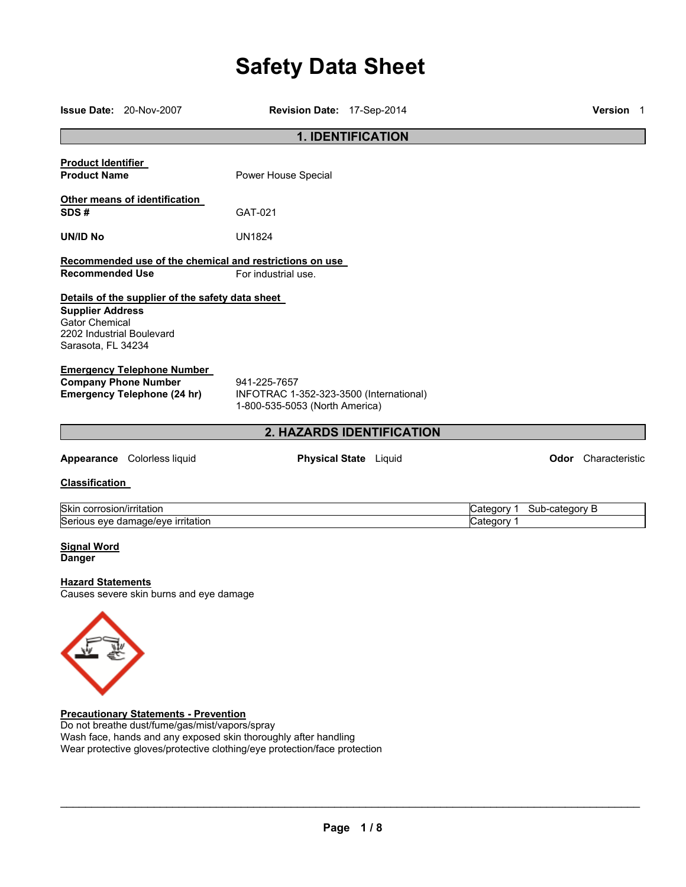# Safety Data Sheet

**Issue Date:** 20-Nov-2007 **Revision Date:** 17-Sep-2014 **Version** 1

## 1. IDENTIFICATION

**Product Identifier**

**Product Name** Power House Special

**Other means of identification**

**SDS #** GAT-021

**UN/ID No** UN1824

**Recommended use of the chemical and restrictions on use**

**Recommended Use** For industrial use.

**Details of the supplier of the safety data sheet**

**Supplier Address**
Gator Chemical
2202 Industrial Boulevard
Sarasota, FL 34234

**Emergency Telephone Number**

**Company Phone Number** 941-225-7657

**Emergency Telephone (24 hr)** INFOTRAC 1-352-323-3500 (International)
1-800-535-5053 (North America)

## 2. HAZARDS IDENTIFICATION

**Appearance** Colorless liquid **Physical State** Liquid **Odor** Characteristic

**Classification**

| | |
|---|---|
| Skin corrosion/irritation | Category 1 Sub-category B |
| Serious eye damage/eye irritation | Category 1 |

**Signal Word**
**Danger**

**Hazard Statements**
Causes severe skin burns and eye damage

**Precautionary Statements - Prevention**
Do not breathe dust/fume/gas/mist/vapors/spray
Wash face, hands and any exposed skin thoroughly after handling
Wear protective gloves/protective clothing/eye protection/face protection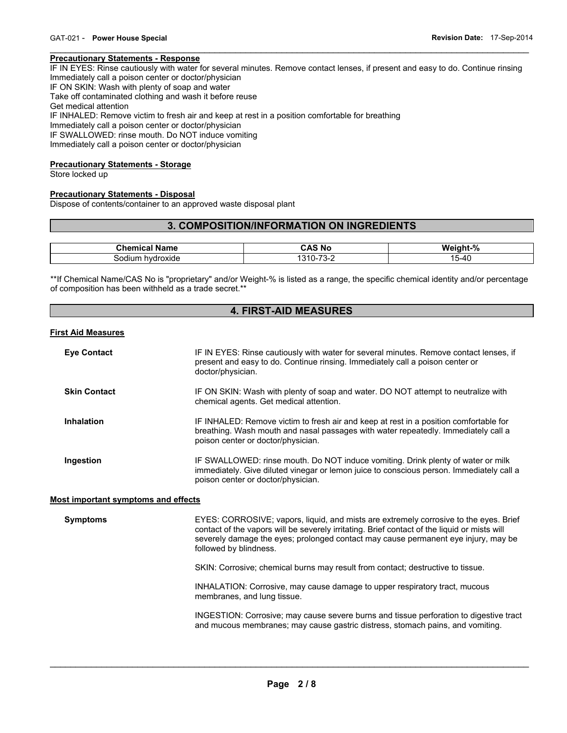**Precautionary Statements - Response**

IF IN EYES: Rinse cautiously with water for several minutes. Remove contact lenses, if present and easy to do. Continue rinsing
Immediately call a poison center or doctor/physician
IF ON SKIN: Wash with plenty of soap and water
Take off contaminated clothing and wash it before reuse
Get medical attention
IF INHALED: Remove victim to fresh air and keep at rest in a position comfortable for breathing
Immediately call a poison center or doctor/physician
IF SWALLOWED: rinse mouth. Do NOT induce vomiting
Immediately call a poison center or doctor/physician

**Precautionary Statements - Storage**

Store locked up

**Precautionary Statements - Disposal**

Dispose of contents/container to an approved waste disposal plant

## 3. COMPOSITION/INFORMATION ON INGREDIENTS

| Chemical Name | CAS No | Weight-% |
|---|---|---|
| Sodium hydroxide | 1310-73-2 | 15-40 |

**If Chemical Name/CAS No is "proprietary" and/or Weight-% is listed as a range, the specific chemical identity and/or percentage of composition has been withheld as a trade secret.**

## 4. FIRST-AID MEASURES

**First Aid Measures**

**Eye Contact** — IF IN EYES: Rinse cautiously with water for several minutes. Remove contact lenses, if present and easy to do. Continue rinsing. Immediately call a poison center or doctor/physician.

**Skin Contact** — IF ON SKIN: Wash with plenty of soap and water. DO NOT attempt to neutralize with chemical agents. Get medical attention.

**Inhalation** — IF INHALED: Remove victim to fresh air and keep at rest in a position comfortable for breathing. Wash mouth and nasal passages with water repeatedly. Immediately call a poison center or doctor/physician.

**Ingestion** — IF SWALLOWED: rinse mouth. Do NOT induce vomiting. Drink plenty of water or milk immediately. Give diluted vinegar or lemon juice to conscious person. Immediately call a poison center or doctor/physician.

**Most important symptoms and effects**

**Symptoms** — EYES: CORROSIVE; vapors, liquid, and mists are extremely corrosive to the eyes. Brief contact of the vapors will be severely irritating. Brief contact of the liquid or mists will severely damage the eyes; prolonged contact may cause permanent eye injury, may be followed by blindness.

SKIN: Corrosive; chemical burns may result from contact; destructive to tissue.

INHALATION: Corrosive, may cause damage to upper respiratory tract, mucous membranes, and lung tissue.

INGESTION: Corrosive; may cause severe burns and tissue perforation to digestive tract and mucous membranes; may cause gastric distress, stomach pains, and vomiting.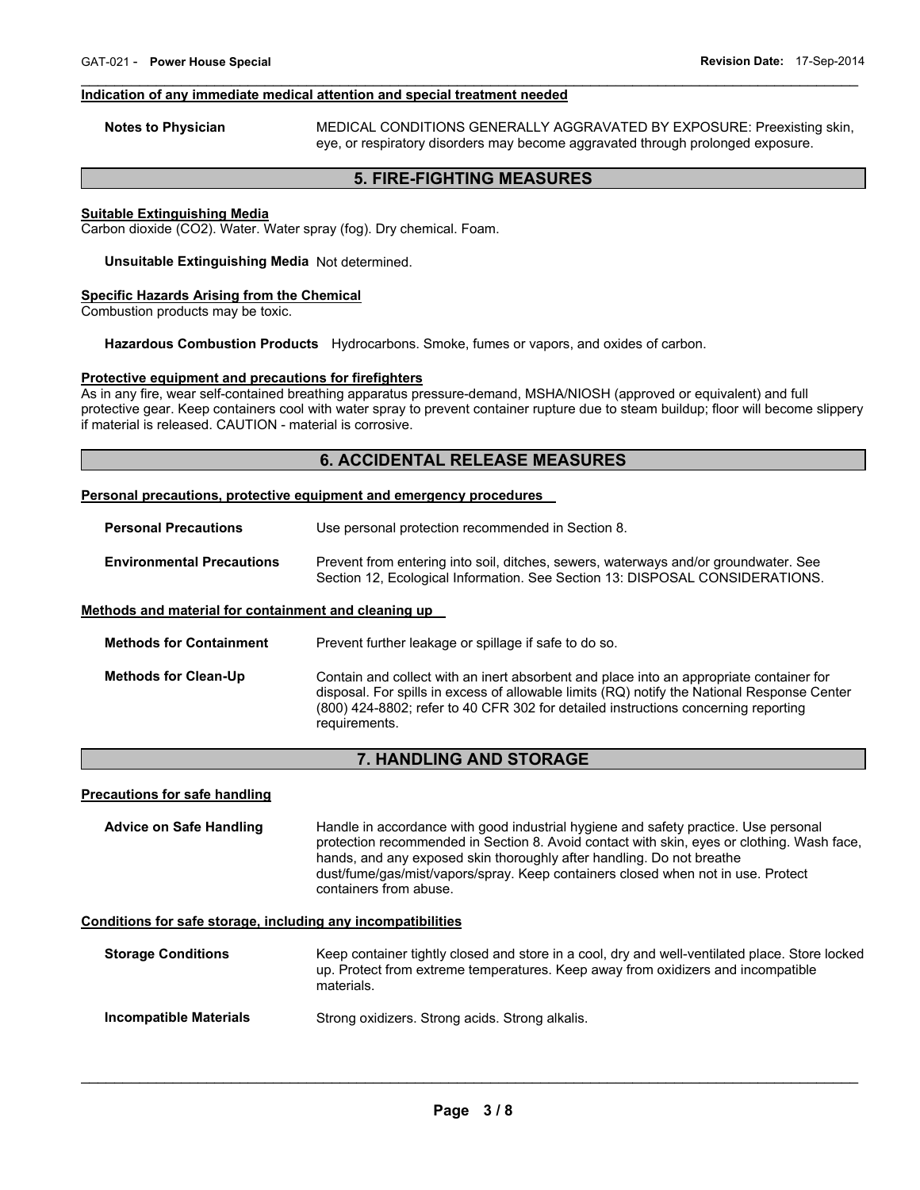#### Indication of any immediate medical attention and special treatment needed

**Notes to Physician** MEDICAL CONDITIONS GENERALLY AGGRAVATED BY EXPOSURE: Preexisting skin, eye, or respiratory disorders may become aggravated through prolonged exposure.

## 5. FIRE-FIGHTING MEASURES

#### Suitable Extinguishing Media

Carbon dioxide ($CO_2$). Water. Water spray (fog). Dry chemical. Foam.

**Unsuitable Extinguishing Media** Not determined.

#### Specific Hazards Arising from the Chemical

Combustion products may be toxic.

**Hazardous Combustion Products** Hydrocarbons. Smoke, fumes or vapors, and oxides of carbon.

#### Protective equipment and precautions for firefighters

As in any fire, wear self-contained breathing apparatus pressure-demand, MSHA/NIOSH (approved or equivalent) and full protective gear. Keep containers cool with water spray to prevent container rupture due to steam buildup; floor will become slippery if material is released. CAUTION - material is corrosive.

## 6. ACCIDENTAL RELEASE MEASURES

#### Personal precautions, protective equipment and emergency procedures

**Personal Precautions** Use personal protection recommended in Section 8.

**Environmental Precautions** Prevent from entering into soil, ditches, sewers, waterways and/or groundwater. See Section 12, Ecological Information. See Section 13: DISPOSAL CONSIDERATIONS.

#### Methods and material for containment and cleaning up

**Methods for Containment** Prevent further leakage or spillage if safe to do so.

**Methods for Clean-Up** Contain and collect with an inert absorbent and place into an appropriate container for disposal. For spills in excess of allowable limits (RQ) notify the National Response Center (800) 424-8802; refer to 40 CFR 302 for detailed instructions concerning reporting requirements.

## 7. HANDLING AND STORAGE

#### Precautions for safe handling

**Advice on Safe Handling** Handle in accordance with good industrial hygiene and safety practice. Use personal protection recommended in Section 8. Avoid contact with skin, eyes or clothing. Wash face, hands, and any exposed skin thoroughly after handling. Do not breathe dust/fume/gas/mist/vapors/spray. Keep containers closed when not in use. Protect containers from abuse.

#### Conditions for safe storage, including any incompatibilities

**Storage Conditions** Keep container tightly closed and store in a cool, dry and well-ventilated place. Store locked up. Protect from extreme temperatures. Keep away from oxidizers and incompatible materials.

**Incompatible Materials** Strong oxidizers. Strong acids. Strong alkalis.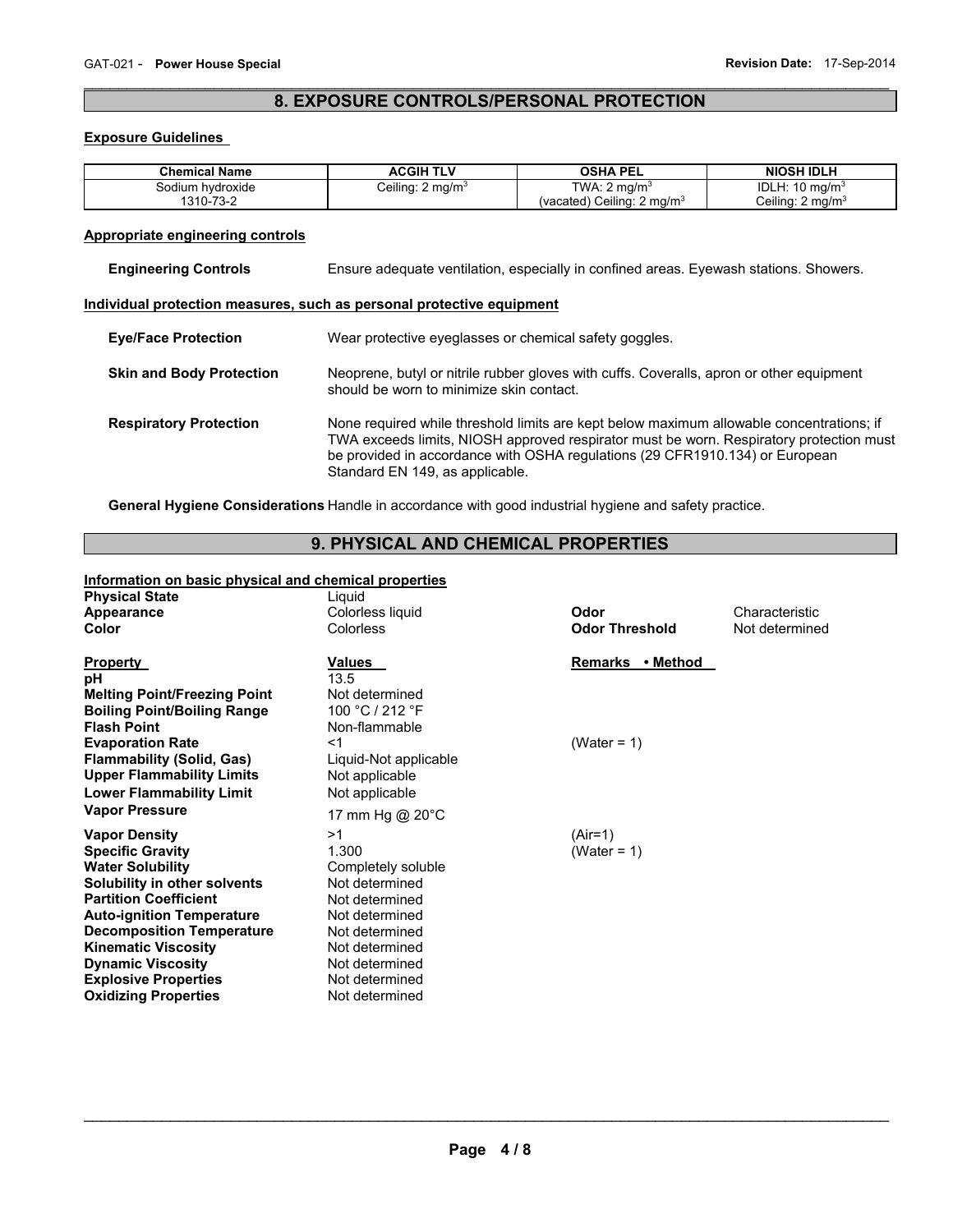## 8. EXPOSURE CONTROLS/PERSONAL PROTECTION

### Exposure Guidelines

| Chemical Name | ACGIH TLV | OSHA PEL | NIOSH IDLH |
|---|---|---|---|
| Sodium hydroxide 1310-73-2 | Ceiling: 2 mg/m$^3$ | TWA: 2 mg/m$^3$ (vacated) Ceiling: 2 mg/m$^3$ | IDLH: 10 mg/m$^3$ Ceiling: 2 mg/m$^3$ |

### Appropriate engineering controls

**Engineering Controls** Ensure adequate ventilation, especially in confined areas. Eyewash stations. Showers.

### Individual protection measures, such as personal protective equipment

**Eye/Face Protection** Wear protective eyeglasses or chemical safety goggles.

**Skin and Body Protection** Neoprene, butyl or nitrile rubber gloves with cuffs. Coveralls, apron or other equipment should be worn to minimize skin contact.

**Respiratory Protection** None required while threshold limits are kept below maximum allowable concentrations; if TWA exceeds limits, NIOSH approved respirator must be worn. Respiratory protection must be provided in accordance with OSHA regulations (29 CFR1910.134) or European Standard EN 149, as applicable.

**General Hygiene Considerations** Handle in accordance with good industrial hygiene and safety practice.

## 9. PHYSICAL AND CHEMICAL PROPERTIES

### Information on basic physical and chemical properties

| | | | |
|---|---|---|---|
| **Physical State** | Liquid | | |
| **Appearance** | Colorless liquid | **Odor** | Characteristic |
| **Color** | Colorless | **Odor Threshold** | Not determined |

| Property | Values | Remarks • Method |
|---|---|---|
| **pH** | 13.5 | |
| **Melting Point/Freezing Point** | Not determined | |
| **Boiling Point/Boiling Range** | 100 °C / 212 °F | |
| **Flash Point** | Non-flammable | |
| **Evaporation Rate** | <1 | (Water = 1) |
| **Flammability (Solid, Gas)** | Liquid-Not applicable | |
| **Upper Flammability Limits** | Not applicable | |
| **Lower Flammability Limit** | Not applicable | |
| **Vapor Pressure** | 17 mm Hg @ 20°C | |
| **Vapor Density** | >1 | (Air=1) |
| **Specific Gravity** | 1.300 | (Water = 1) |
| **Water Solubility** | Completely soluble | |
| **Solubility in other solvents** | Not determined | |
| **Partition Coefficient** | Not determined | |
| **Auto-ignition Temperature** | Not determined | |
| **Decomposition Temperature** | Not determined | |
| **Kinematic Viscosity** | Not determined | |
| **Dynamic Viscosity** | Not determined | |
| **Explosive Properties** | Not determined | |
| **Oxidizing Properties** | Not determined | |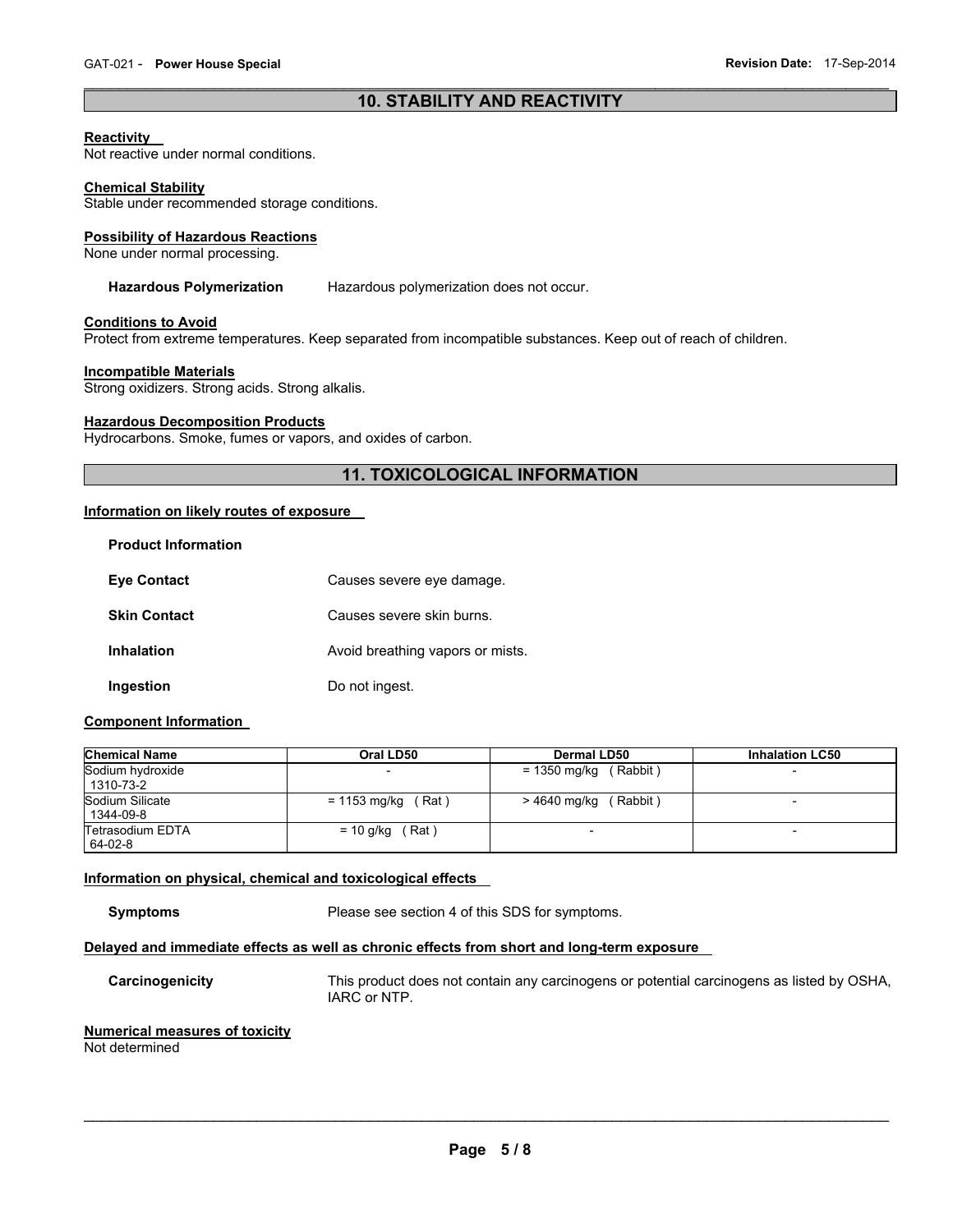## 10. STABILITY AND REACTIVITY

**Reactivity**
Not reactive under normal conditions.

**Chemical Stability**
Stable under recommended storage conditions.

**Possibility of Hazardous Reactions**
None under normal processing.

**Hazardous Polymerization** Hazardous polymerization does not occur.

**Conditions to Avoid**
Protect from extreme temperatures. Keep separated from incompatible substances. Keep out of reach of children.

**Incompatible Materials**
Strong oxidizers. Strong acids. Strong alkalis.

**Hazardous Decomposition Products**
Hydrocarbons. Smoke, fumes or vapors, and oxides of carbon.

## 11. TOXICOLOGICAL INFORMATION

**Information on likely routes of exposure**

**Product Information**

**Eye Contact** Causes severe eye damage.

**Skin Contact** Causes severe skin burns.

**Inhalation** Avoid breathing vapors or mists.

**Ingestion** Do not ingest.

**Component Information**

| Chemical Name | Oral LD50 | Dermal LD50 | Inhalation LC50 |
| --- | --- | --- | --- |
| Sodium hydroxide 1310-73-2 | - | = 1350 mg/kg ( Rabbit ) | - |
| Sodium Silicate 1344-09-8 | = 1153 mg/kg ( Rat ) | > 4640 mg/kg ( Rabbit ) | - |
| Tetrasodium EDTA 64-02-8 | = 10 g/kg ( Rat ) | - | - |

**Information on physical, chemical and toxicological effects**

**Symptoms** Please see section 4 of this SDS for symptoms.

**Delayed and immediate effects as well as chronic effects from short and long-term exposure**

**Carcinogenicity** This product does not contain any carcinogens or potential carcinogens as listed by OSHA, IARC or NTP.

**Numerical measures of toxicity**
Not determined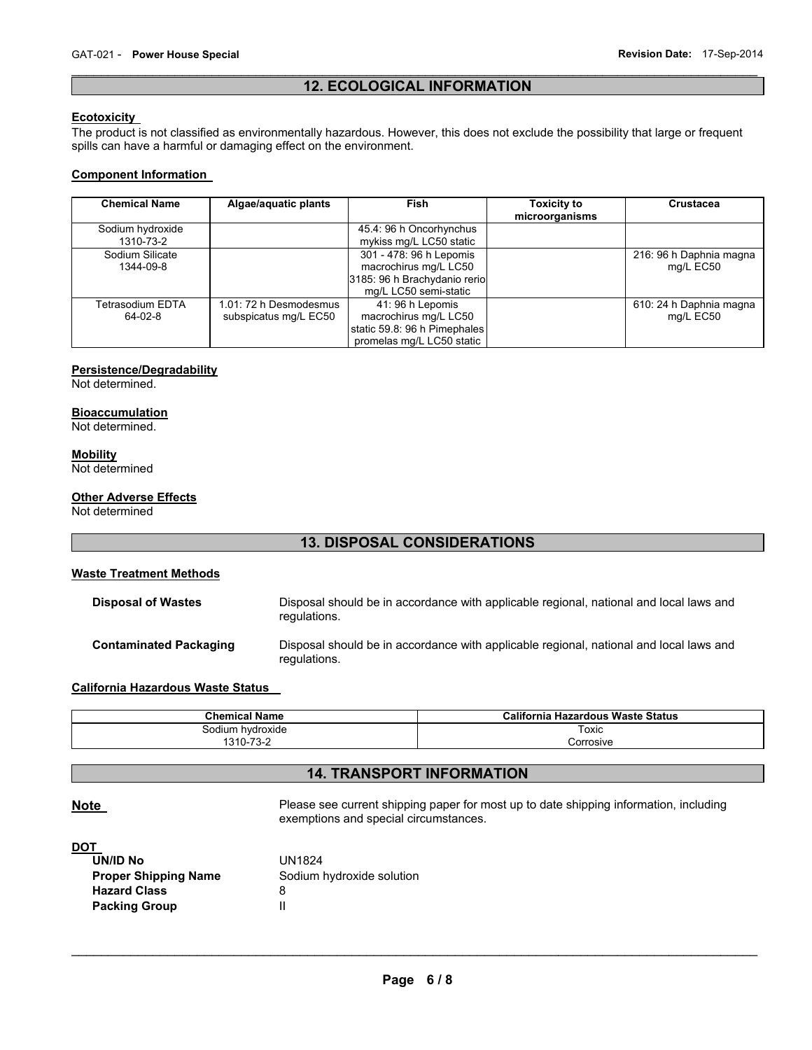## 12. ECOLOGICAL INFORMATION

**Ecotoxicity**

The product is not classified as environmentally hazardous. However, this does not exclude the possibility that large or frequent spills can have a harmful or damaging effect on the environment.

**Component Information**

| Chemical Name | Algae/aquatic plants | Fish | Toxicity to microorganisms | Crustacea |
|---|---|---|---|---|
| Sodium hydroxide 1310-73-2 | | 45.4: 96 h Oncorhynchus mykiss mg/L LC50 static | | |
| Sodium Silicate 1344-09-8 | | 301 - 478: 96 h Lepomis macrochirus mg/L LC50 3185: 96 h Brachydanio rerio mg/L LC50 semi-static | | 216: 96 h Daphnia magna mg/L EC50 |
| Tetrasodium EDTA 64-02-8 | 1.01: 72 h Desmodesmus subspicatus mg/L EC50 | 41: 96 h Lepomis macrochirus mg/L LC50 static 59.8: 96 h Pimephales promelas mg/L LC50 static | | 610: 24 h Daphnia magna mg/L EC50 |

**Persistence/Degradability**

Not determined.

**Bioaccumulation**

Not determined.

**Mobility**

Not determined

**Other Adverse Effects**

Not determined

## 13. DISPOSAL CONSIDERATIONS

**Waste Treatment Methods**

**Disposal of Wastes** Disposal should be in accordance with applicable regional, national and local laws and regulations.

**Contaminated Packaging** Disposal should be in accordance with applicable regional, national and local laws and regulations.

**California Hazardous Waste Status**

| Chemical Name | California Hazardous Waste Status |
|---|---|
| Sodium hydroxide 1310-73-2 | Toxic Corrosive |

## 14. TRANSPORT INFORMATION

**Note** Please see current shipping paper for most up to date shipping information, including exemptions and special circumstances.

**DOT**

**UN/ID No** UN1824

**Proper Shipping Name** Sodium hydroxide solution

**Hazard Class** 8

**Packing Group** II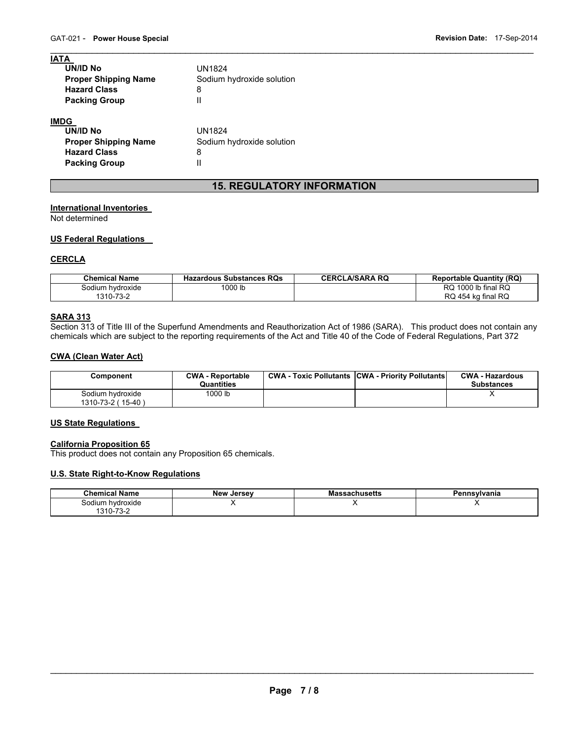**IATA**

| | |
|---|---|
| **UN/ID No** | UN1824 |
| **Proper Shipping Name** | Sodium hydroxide solution |
| **Hazard Class** | 8 |
| **Packing Group** | II |

**IMDG**

| | |
|---|---|
| **UN/ID No** | UN1824 |
| **Proper Shipping Name** | Sodium hydroxide solution |
| **Hazard Class** | 8 |
| **Packing Group** | II |

## 15. REGULATORY INFORMATION

**International Inventories**
Not determined

**US Federal Regulations**

**CERCLA**

| Chemical Name | Hazardous Substances RQs | CERCLA/SARA RQ | Reportable Quantity (RQ) |
|---|---|---|---|
| Sodium hydroxide 1310-73-2 | 1000 lb | | RQ 1000 lb final RQ RQ 454 kg final RQ |

**SARA 313**
Section 313 of Title III of the Superfund Amendments and Reauthorization Act of 1986 (SARA). This product does not contain any chemicals which are subject to the reporting requirements of the Act and Title 40 of the Code of Federal Regulations, Part 372

**CWA (Clean Water Act)**

| Component | CWA - Reportable Quantities | CWA - Toxic Pollutants | CWA - Priority Pollutants | CWA - Hazardous Substances |
|---|---|---|---|---|
| Sodium hydroxide 1310-73-2 ( 15-40 ) | 1000 lb | | | X |

**US State Regulations**

**California Proposition 65**
This product does not contain any Proposition 65 chemicals.

**U.S. State Right-to-Know Regulations**

| Chemical Name | New Jersey | Massachusetts | Pennsylvania |
|---|---|---|---|
| Sodium hydroxide 1310-73-2 | X | X | X |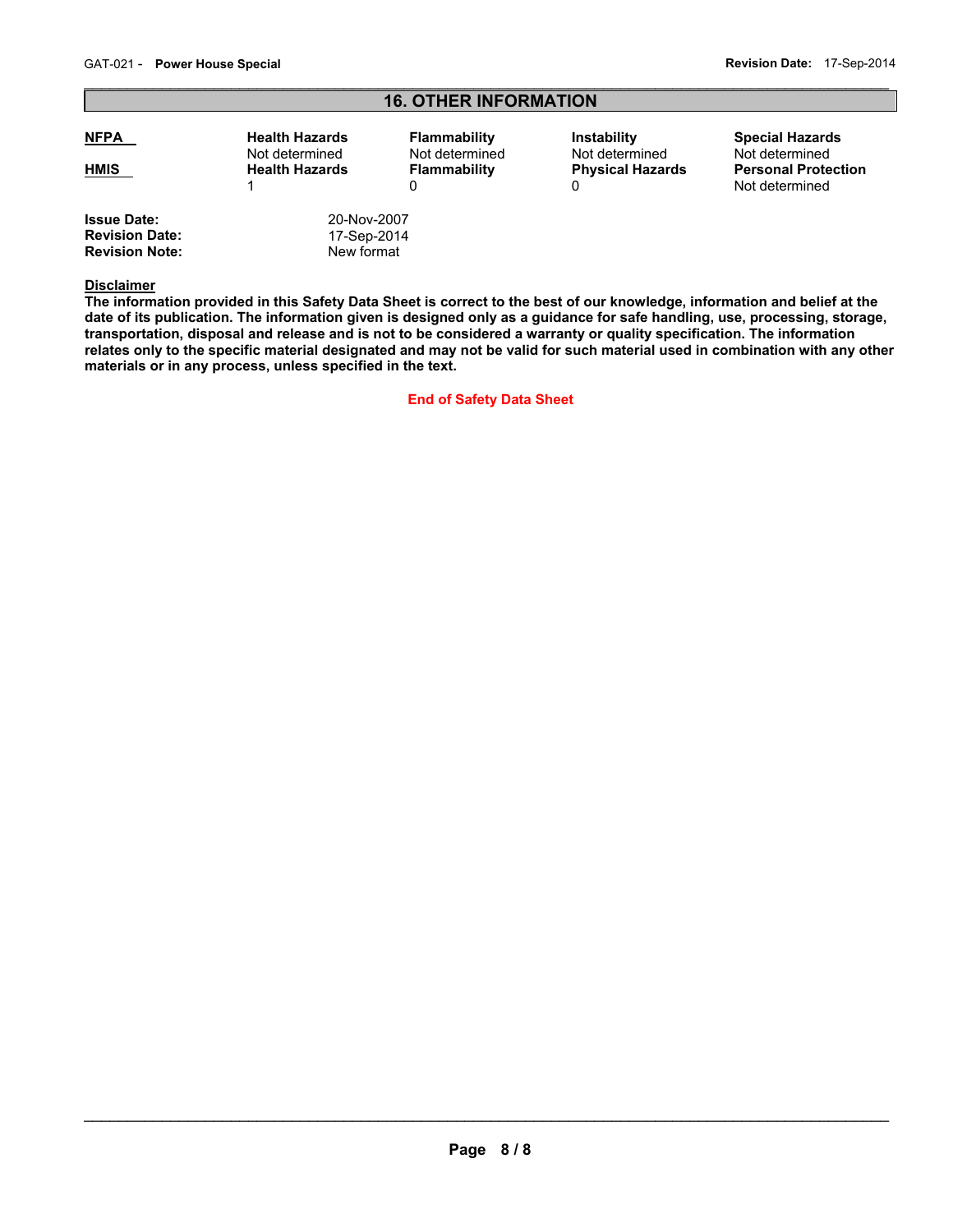## 16. OTHER INFORMATION

| | | | | |
|---|---|---|---|---|
| **NFPA** | **Health Hazards**<br>Not determined | **Flammability**<br>Not determined | **Instability**<br>Not determined | **Special Hazards**<br>Not determined |
| **HMIS** | **Health Hazards**<br>1 | **Flammability**<br>0 | **Physical Hazards**<br>0 | **Personal Protection**<br>Not determined |

**Issue Date:** 20-Nov-2007
**Revision Date:** 17-Sep-2014
**Revision Note:** New format

**Disclaimer**

**The information provided in this Safety Data Sheet is correct to the best of our knowledge, information and belief at the date of its publication. The information given is designed only as a guidance for safe handling, use, processing, storage, transportation, disposal and release and is not to be considered a warranty or quality specification. The information relates only to the specific material designated and may not be valid for such material used in combination with any other materials or in any process, unless specified in the text.**

**End of Safety Data Sheet**